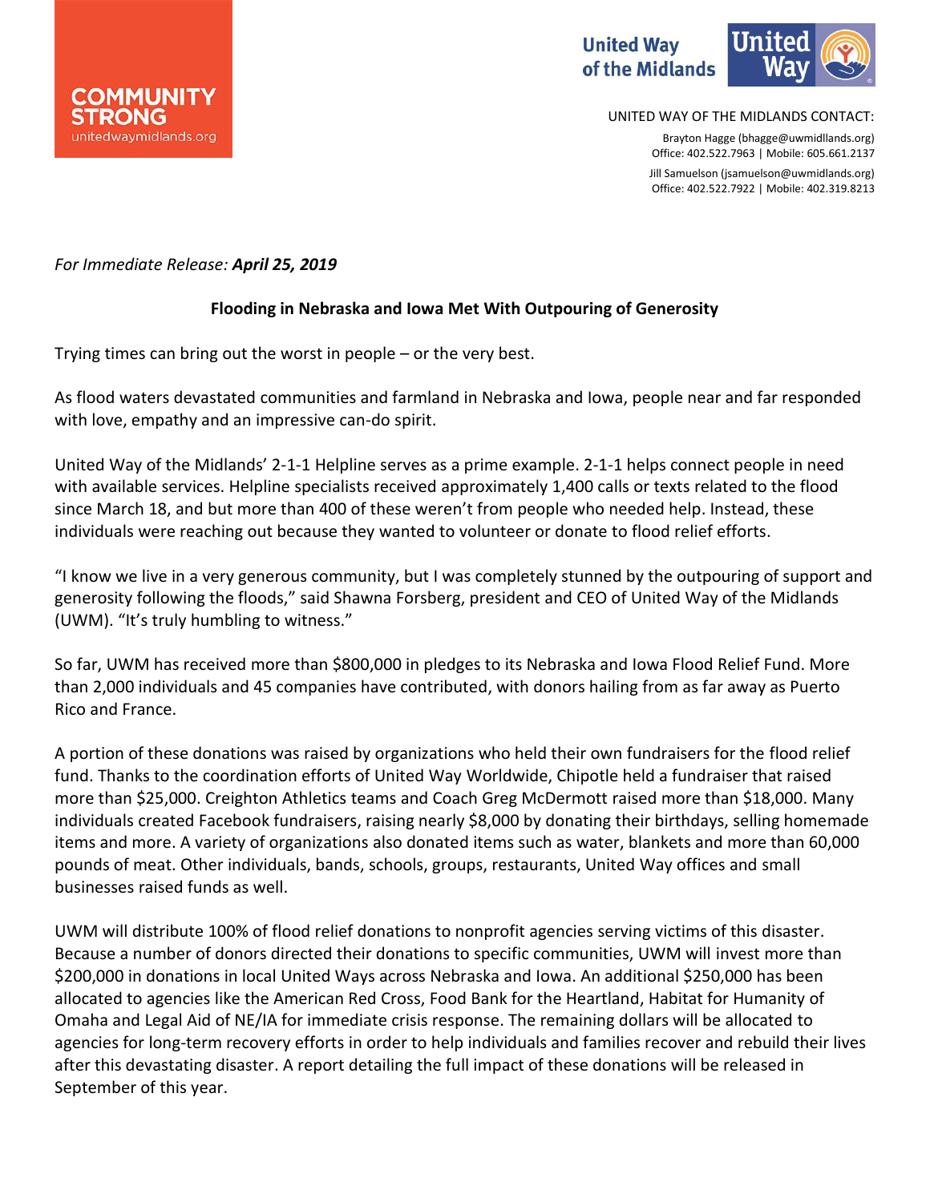COMMUNITY STRONG
unitedwaymidlands.org

United Way of the Midlands

UNITED WAY OF THE MIDLANDS CONTACT:

Brayton Hagge (bhagge@uwmidlands.org)
Office: 402.522.7963 | Mobile: 605.661.2137

Jill Samuelson (jsamuelson@uwmidlands.org)
Office: 402.522.7922 | Mobile: 402.319.8213

*For Immediate Release:* ***April 25, 2019***

## Flooding in Nebraska and Iowa Met With Outpouring of Generosity

Trying times can bring out the worst in people – or the very best.

As flood waters devastated communities and farmland in Nebraska and Iowa, people near and far responded with love, empathy and an impressive can-do spirit.

United Way of the Midlands' 2-1-1 Helpline serves as a prime example. 2-1-1 helps connect people in need with available services. Helpline specialists received approximately 1,400 calls or texts related to the flood since March 18, and but more than 400 of these weren't from people who needed help. Instead, these individuals were reaching out because they wanted to volunteer or donate to flood relief efforts.

"I know we live in a very generous community, but I was completely stunned by the outpouring of support and generosity following the floods," said Shawna Forsberg, president and CEO of United Way of the Midlands (UWM). "It's truly humbling to witness."

So far, UWM has received more than $800,000 in pledges to its Nebraska and Iowa Flood Relief Fund. More than 2,000 individuals and 45 companies have contributed, with donors hailing from as far away as Puerto Rico and France.

A portion of these donations was raised by organizations who held their own fundraisers for the flood relief fund. Thanks to the coordination efforts of United Way Worldwide, Chipotle held a fundraiser that raised more than $25,000. Creighton Athletics teams and Coach Greg McDermott raised more than $18,000. Many individuals created Facebook fundraisers, raising nearly $8,000 by donating their birthdays, selling homemade items and more. A variety of organizations also donated items such as water, blankets and more than 60,000 pounds of meat. Other individuals, bands, schools, groups, restaurants, United Way offices and small businesses raised funds as well.

UWM will distribute 100% of flood relief donations to nonprofit agencies serving victims of this disaster. Because a number of donors directed their donations to specific communities, UWM will invest more than $200,000 in donations in local United Ways across Nebraska and Iowa. An additional $250,000 has been allocated to agencies like the American Red Cross, Food Bank for the Heartland, Habitat for Humanity of Omaha and Legal Aid of NE/IA for immediate crisis response. The remaining dollars will be allocated to agencies for long-term recovery efforts in order to help individuals and families recover and rebuild their lives after this devastating disaster. A report detailing the full impact of these donations will be released in September of this year.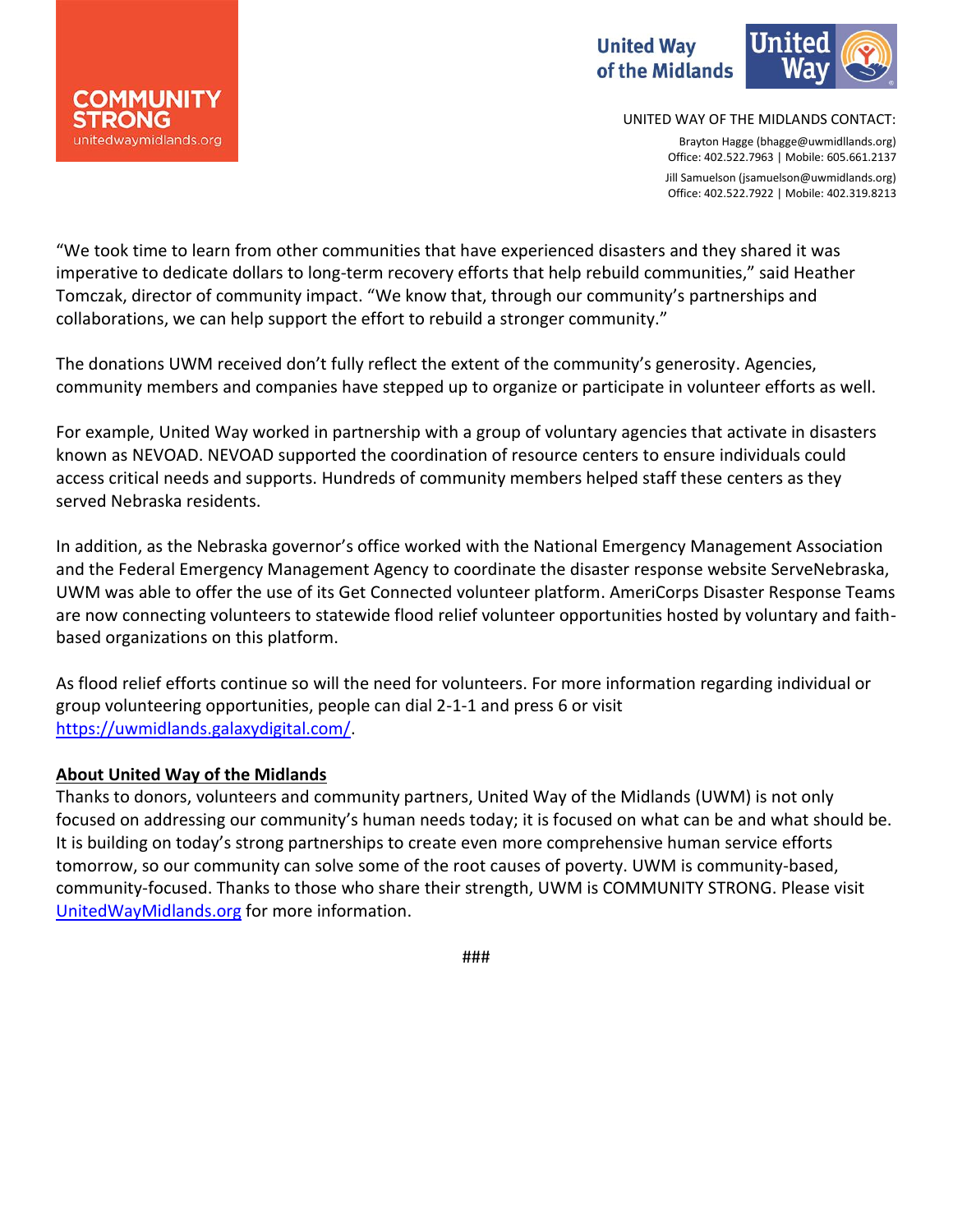COMMUNITY STRONG
unitedwaymidlands.org

United Way of the Midlands

UNITED WAY OF THE MIDLANDS CONTACT:

Brayton Hagge (bhagge@uwmidllands.org)
Office: 402.522.7963 | Mobile: 605.661.2137

Jill Samuelson (jsamuelson@uwmidlands.org)
Office: 402.522.7922 | Mobile: 402.319.8213

"We took time to learn from other communities that have experienced disasters and they shared it was imperative to dedicate dollars to long-term recovery efforts that help rebuild communities," said Heather Tomczak, director of community impact. "We know that, through our community's partnerships and collaborations, we can help support the effort to rebuild a stronger community."

The donations UWM received don't fully reflect the extent of the community's generosity. Agencies, community members and companies have stepped up to organize or participate in volunteer efforts as well.

For example, United Way worked in partnership with a group of voluntary agencies that activate in disasters known as NEVOAD. NEVOAD supported the coordination of resource centers to ensure individuals could access critical needs and supports. Hundreds of community members helped staff these centers as they served Nebraska residents.

In addition, as the Nebraska governor's office worked with the National Emergency Management Association and the Federal Emergency Management Agency to coordinate the disaster response website ServeNebraska, UWM was able to offer the use of its Get Connected volunteer platform. AmeriCorps Disaster Response Teams are now connecting volunteers to statewide flood relief volunteer opportunities hosted by voluntary and faith-based organizations on this platform.

As flood relief efforts continue so will the need for volunteers. For more information regarding individual or group volunteering opportunities, people can dial 2-1-1 and press 6 or visit [https://uwmidlands.galaxydigital.com/](https://uwmidlands.galaxydigital.com/).

**About United Way of the Midlands**

Thanks to donors, volunteers and community partners, United Way of the Midlands (UWM) is not only focused on addressing our community's human needs today; it is focused on what can be and what should be. It is building on today's strong partnerships to create even more comprehensive human service efforts tomorrow, so our community can solve some of the root causes of poverty. UWM is community-based, community-focused. Thanks to those who share their strength, UWM is COMMUNITY STRONG. Please visit [UnitedWayMidlands.org](UnitedWayMidlands.org) for more information.

###